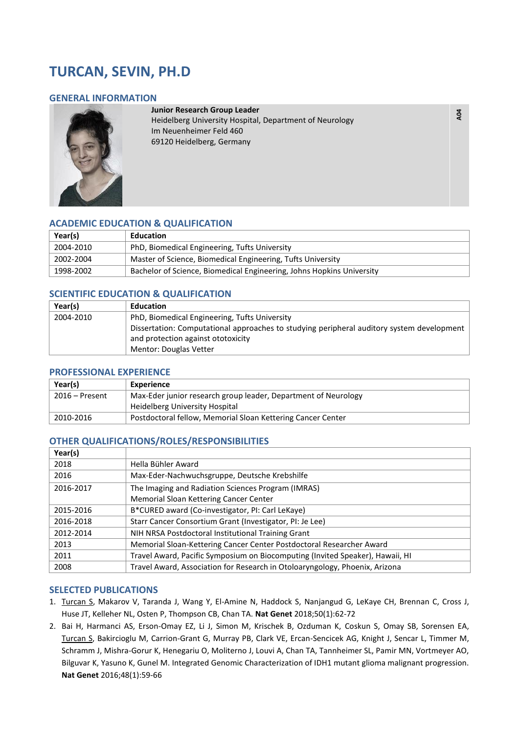# TURCAN, SEVIN, PH.D

## GENERAL INFORMATION

**Junior Research Group Leader**
Heidelberg University Hospital, Department of Neurology
Im Neuenheimer Feld 460
69120 Heidelberg, Germany

**A04**

## ACADEMIC EDUCATION & QUALIFICATION

| Year(s) | Education |
|---|---|
| 2004-2010 | PhD, Biomedical Engineering, Tufts University |
| 2002-2004 | Master of Science, Biomedical Engineering, Tufts University |
| 1998-2002 | Bachelor of Science, Biomedical Engineering, Johns Hopkins University |

## SCIENTIFIC EDUCATION & QUALIFICATION

| Year(s) | Education |
|---|---|
| 2004-2010 | PhD, Biomedical Engineering, Tufts University<br>Dissertation: Computational approaches to studying peripheral auditory system development and protection against ototoxicity<br>Mentor: Douglas Vetter |

## PROFESSIONAL EXPERIENCE

| Year(s) | Experience |
|---|---|
| 2016 – Present | Max-Eder junior research group leader, Department of Neurology<br>Heidelberg University Hospital |
| 2010-2016 | Postdoctoral fellow, Memorial Sloan Kettering Cancer Center |

## OTHER QUALIFICATIONS/ROLES/RESPONSIBILITIES

| Year(s) | |
|---|---|
| 2018 | Hella Bühler Award |
| 2016 | Max-Eder-Nachwuchsgruppe, Deutsche Krebshilfe |
| 2016-2017 | The Imaging and Radiation Sciences Program (IMRAS)<br>Memorial Sloan Kettering Cancer Center |
| 2015-2016 | B*CURED award (Co-investigator, PI: Carl LeKaye) |
| 2016-2018 | Starr Cancer Consortium Grant (Investigator, PI: Je Lee) |
| 2012-2014 | NIH NRSA Postdoctoral Institutional Training Grant |
| 2013 | Memorial Sloan-Kettering Cancer Center Postdoctoral Researcher Award |
| 2011 | Travel Award, Pacific Symposium on Biocomputing (Invited Speaker), Hawaii, HI |
| 2008 | Travel Award, Association for Research in Otolaryngology, Phoenix, Arizona |

## SELECTED PUBLICATIONS

1. Turcan S, Makarov V, Taranda J, Wang Y, El-Amine N, Haddock S, Nanjangud G, LeKaye CH, Brennan C, Cross J, Huse JT, Kelleher NL, Osten P, Thompson CB, Chan TA. **Nat Genet** 2018;50(1):62-72
2. Bai H, Harmanci AS, Erson-Omay EZ, Li J, Simon M, Krischek B, Ozduman K, Coskun S, Omay SB, Sorensen EA, Turcan S, Bakircioglu M, Carrion-Grant G, Murray PB, Clark VE, Ercan-Sencicek AG, Knight J, Sencar L, Timmer M, Schramm J, Mishra-Gorur K, Henegariu O, Moliterno J, Louvi A, Chan TA, Tannheimer SL, Pamir MN, Vortmeyer AO, Bilguvar K, Yasuno K, Gunel M. Integrated Genomic Characterization of IDH1 mutant glioma malignant progression. **Nat Genet** 2016;48(1):59-66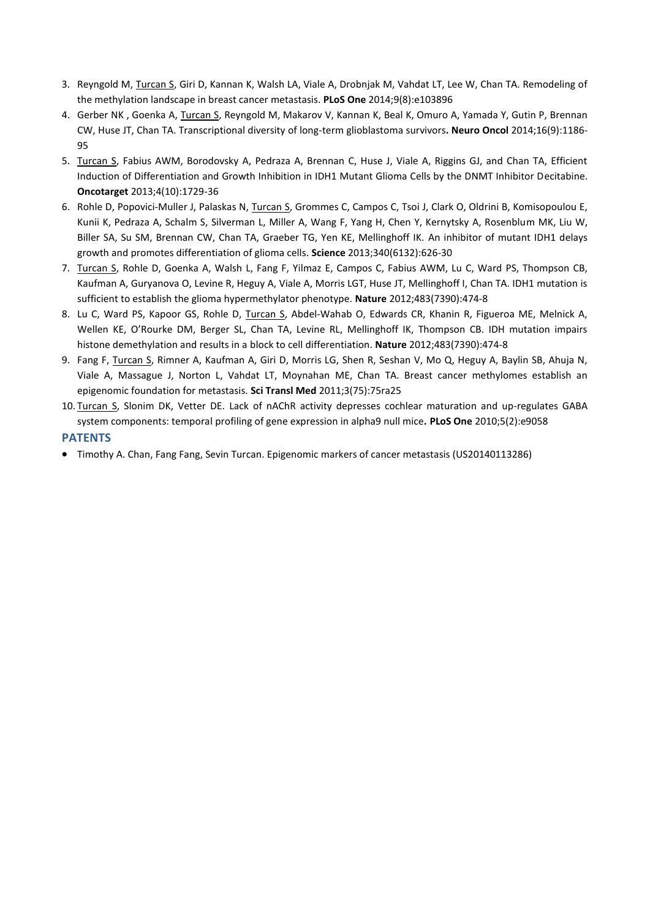3. Reyngold M, Turcan S, Giri D, Kannan K, Walsh LA, Viale A, Drobnjak M, Vahdat LT, Lee W, Chan TA. Remodeling of the methylation landscape in breast cancer metastasis. **PLoS One** 2014;9(8):e103896
4. Gerber NK , Goenka A, Turcan S, Reyngold M, Makarov V, Kannan K, Beal K, Omuro A, Yamada Y, Gutin P, Brennan CW, Huse JT, Chan TA. Transcriptional diversity of long-term glioblastoma survivors**. Neuro Oncol** 2014;16(9):1186-95
5. Turcan S, Fabius AWM, Borodovsky A, Pedraza A, Brennan C, Huse J, Viale A, Riggins GJ, and Chan TA, Efficient Induction of Differentiation and Growth Inhibition in IDH1 Mutant Glioma Cells by the DNMT Inhibitor Decitabine. **Oncotarget** 2013;4(10):1729-36
6. Rohle D, Popovici-Muller J, Palaskas N, Turcan S, Grommes C, Campos C, Tsoi J, Clark O, Oldrini B, Komisopoulou E, Kunii K, Pedraza A, Schalm S, Silverman L, Miller A, Wang F, Yang H, Chen Y, Kernytsky A, Rosenblum MK, Liu W, Biller SA, Su SM, Brennan CW, Chan TA, Graeber TG, Yen KE, Mellinghoff IK. An inhibitor of mutant IDH1 delays growth and promotes differentiation of glioma cells. **Science** 2013;340(6132):626-30
7. Turcan S, Rohle D, Goenka A, Walsh L, Fang F, Yilmaz E, Campos C, Fabius AWM, Lu C, Ward PS, Thompson CB, Kaufman A, Guryanova O, Levine R, Heguy A, Viale A, Morris LGT, Huse JT, Mellinghoff I, Chan TA. IDH1 mutation is sufficient to establish the glioma hypermethylator phenotype. **Nature** 2012;483(7390):474-8
8. Lu C, Ward PS, Kapoor GS, Rohle D, Turcan S, Abdel-Wahab O, Edwards CR, Khanin R, Figueroa ME, Melnick A, Wellen KE, O'Rourke DM, Berger SL, Chan TA, Levine RL, Mellinghoff IK, Thompson CB. IDH mutation impairs histone demethylation and results in a block to cell differentiation. **Nature** 2012;483(7390):474-8
9. Fang F, Turcan S, Rimner A, Kaufman A, Giri D, Morris LG, Shen R, Seshan V, Mo Q, Heguy A, Baylin SB, Ahuja N, Viale A, Massague J, Norton L, Vahdat LT, Moynahan ME, Chan TA. Breast cancer methylomes establish an epigenomic foundation for metastasis. **Sci Transl Med** 2011;3(75):75ra25
10. Turcan S, Slonim DK, Vetter DE. Lack of nAChR activity depresses cochlear maturation and up-regulates GABA system components: temporal profiling of gene expression in alpha9 null mice**. PLoS One** 2010;5(2):e9058

## PATENTS

- Timothy A. Chan, Fang Fang, Sevin Turcan. Epigenomic markers of cancer metastasis (US20140113286)